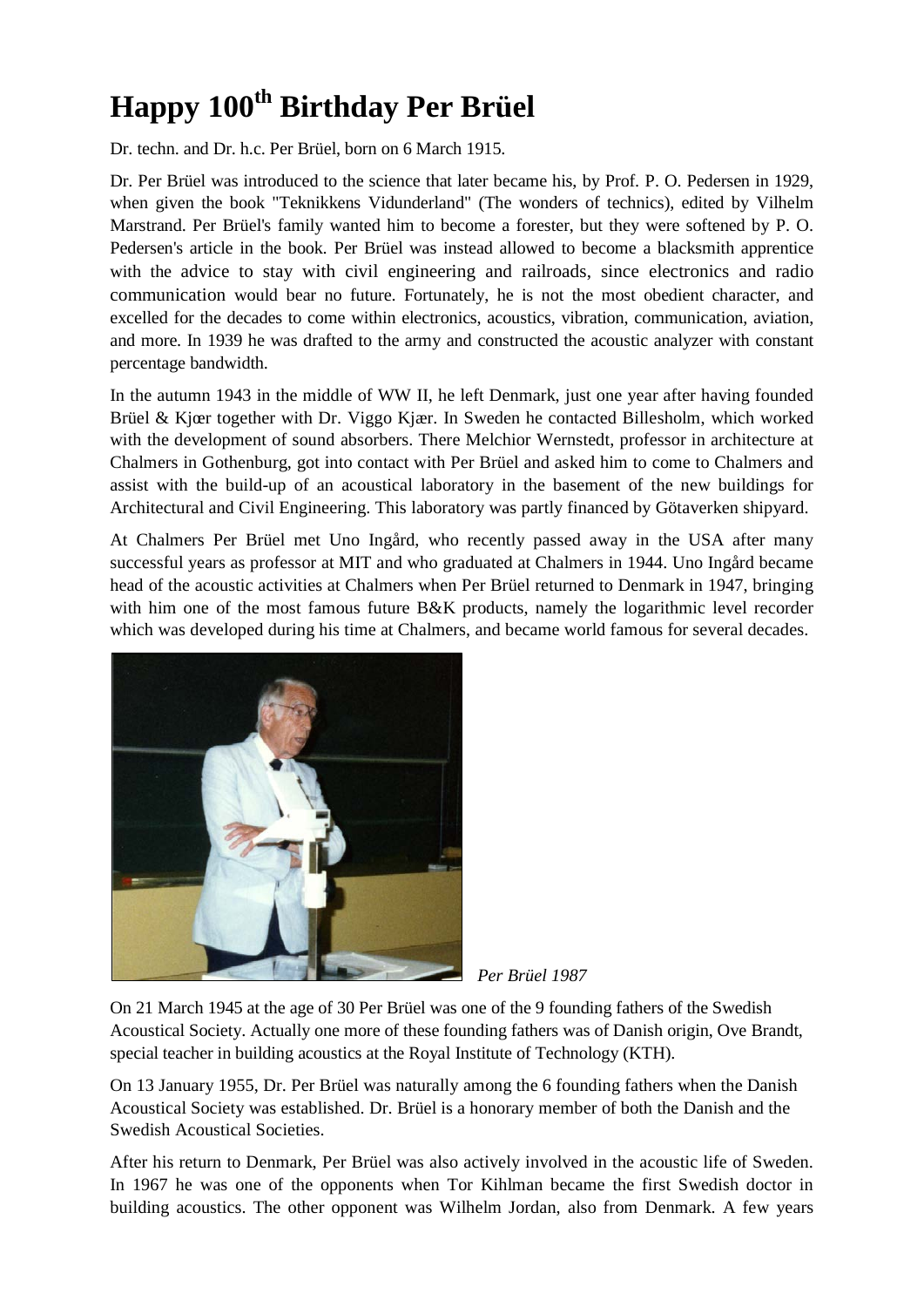# Happy 100th Birthday Per Brüel

Dr. techn. and Dr. h.c. Per Brüel, born on 6 March 1915.

Dr. Per Brüel was introduced to the science that later became his, by Prof. P. O. Pedersen in 1929, when given the book "Teknikkens Vidunderland" (The wonders of technics), edited by Vilhelm Marstrand. Per Brüel's family wanted him to become a forester, but they were softened by P. O. Pedersen's article in the book. Per Brüel was instead allowed to become a blacksmith apprentice with the advice to stay with civil engineering and railroads, since electronics and radio communication would bear no future. Fortunately, he is not the most obedient character, and excelled for the decades to come within electronics, acoustics, vibration, communication, aviation, and more. In 1939 he was drafted to the army and constructed the acoustic analyzer with constant percentage bandwidth.

In the autumn 1943 in the middle of WW II, he left Denmark, just one year after having founded Brüel & Kjær together with Dr. Viggo Kjær. In Sweden he contacted Billesholm, which worked with the development of sound absorbers. There Melchior Wernstedt, professor in architecture at Chalmers in Gothenburg, got into contact with Per Brüel and asked him to come to Chalmers and assist with the build-up of an acoustical laboratory in the basement of the new buildings for Architectural and Civil Engineering. This laboratory was partly financed by Götaverken shipyard.

At Chalmers Per Brüel met Uno Ingård, who recently passed away in the USA after many successful years as professor at MIT and who graduated at Chalmers in 1944. Uno Ingård became head of the acoustic activities at Chalmers when Per Brüel returned to Denmark in 1947, bringing with him one of the most famous future B&K products, namely the logarithmic level recorder which was developed during his time at Chalmers, and became world famous for several decades.

*Per Brüel 1987*

On 21 March 1945 at the age of 30 Per Brüel was one of the 9 founding fathers of the Swedish Acoustical Society. Actually one more of these founding fathers was of Danish origin, Ove Brandt, special teacher in building acoustics at the Royal Institute of Technology (KTH).

On 13 January 1955, Dr. Per Brüel was naturally among the 6 founding fathers when the Danish Acoustical Society was established. Dr. Brüel is a honorary member of both the Danish and the Swedish Acoustical Societies.

After his return to Denmark, Per Brüel was also actively involved in the acoustic life of Sweden. In 1967 he was one of the opponents when Tor Kihlman became the first Swedish doctor in building acoustics. The other opponent was Wilhelm Jordan, also from Denmark. A few years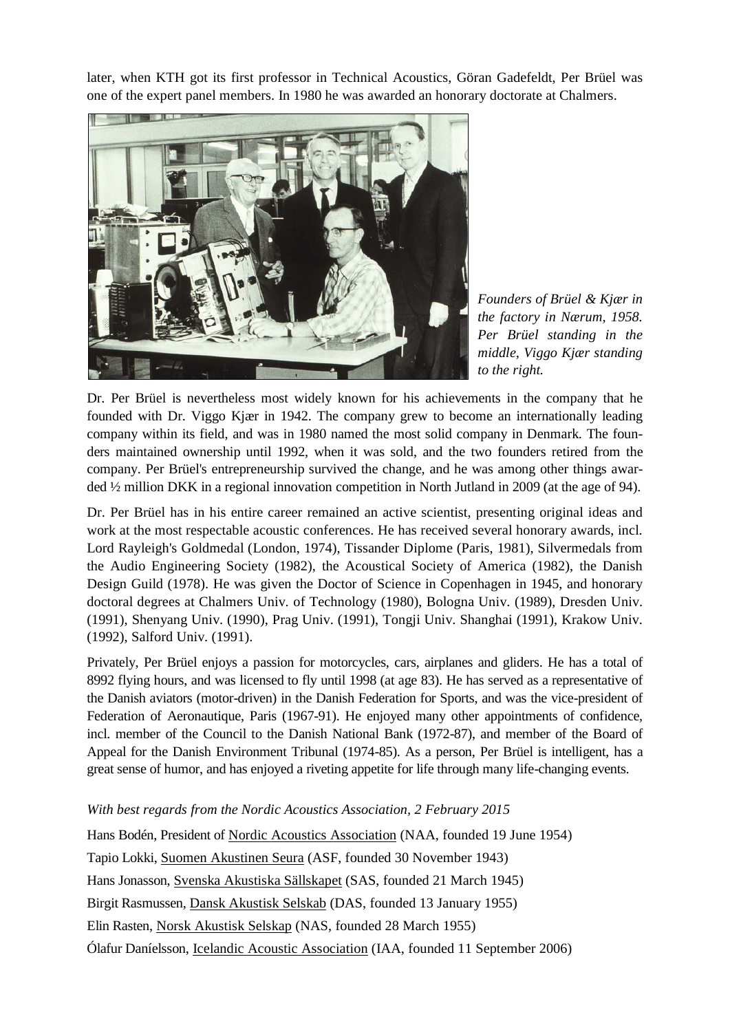later, when KTH got its first professor in Technical Acoustics, Göran Gadefeldt, Per Brüel was one of the expert panel members. In 1980 he was awarded an honorary doctorate at Chalmers.

*Founders of Brüel & Kjær in the factory in Nærum, 1958. Per Brüel standing in the middle, Viggo Kjær standing to the right.*

Dr. Per Brüel is nevertheless most widely known for his achievements in the company that he founded with Dr. Viggo Kjær in 1942. The company grew to become an internationally leading company within its field, and was in 1980 named the most solid company in Denmark. The founders maintained ownership until 1992, when it was sold, and the two founders retired from the company. Per Brüel's entrepreneurship survived the change, and he was among other things awarded ½ million DKK in a regional innovation competition in North Jutland in 2009 (at the age of 94).

Dr. Per Brüel has in his entire career remained an active scientist, presenting original ideas and work at the most respectable acoustic conferences. He has received several honorary awards, incl. Lord Rayleigh's Goldmedal (London, 1974), Tissander Diplome (Paris, 1981), Silvermedals from the Audio Engineering Society (1982), the Acoustical Society of America (1982), the Danish Design Guild (1978). He was given the Doctor of Science in Copenhagen in 1945, and honorary doctoral degrees at Chalmers Univ. of Technology (1980), Bologna Univ. (1989), Dresden Univ. (1991), Shenyang Univ. (1990), Prag Univ. (1991), Tongji Univ. Shanghai (1991), Krakow Univ. (1992), Salford Univ. (1991).

Privately, Per Brüel enjoys a passion for motorcycles, cars, airplanes and gliders. He has a total of 8992 flying hours, and was licensed to fly until 1998 (at age 83). He has served as a representative of the Danish aviators (motor-driven) in the Danish Federation for Sports, and was the vice-president of Federation of Aeronautique, Paris (1967-91). He enjoyed many other appointments of confidence, incl. member of the Council to the Danish National Bank (1972-87), and member of the Board of Appeal for the Danish Environment Tribunal (1974-85). As a person, Per Brüel is intelligent, has a great sense of humor, and has enjoyed a riveting appetite for life through many life-changing events.

*With best regards from the Nordic Acoustics Association, 2 February 2015*

Hans Bodén, President of Nordic Acoustics Association (NAA, founded 19 June 1954)

Tapio Lokki, Suomen Akustinen Seura (ASF, founded 30 November 1943)

Hans Jonasson, Svenska Akustiska Sällskapet (SAS, founded 21 March 1945)

Birgit Rasmussen, Dansk Akustisk Selskab (DAS, founded 13 January 1955)

Elin Rasten, Norsk Akustisk Selskap (NAS, founded 28 March 1955)

Ólafur Daníelsson, Icelandic Acoustic Association (IAA, founded 11 September 2006)